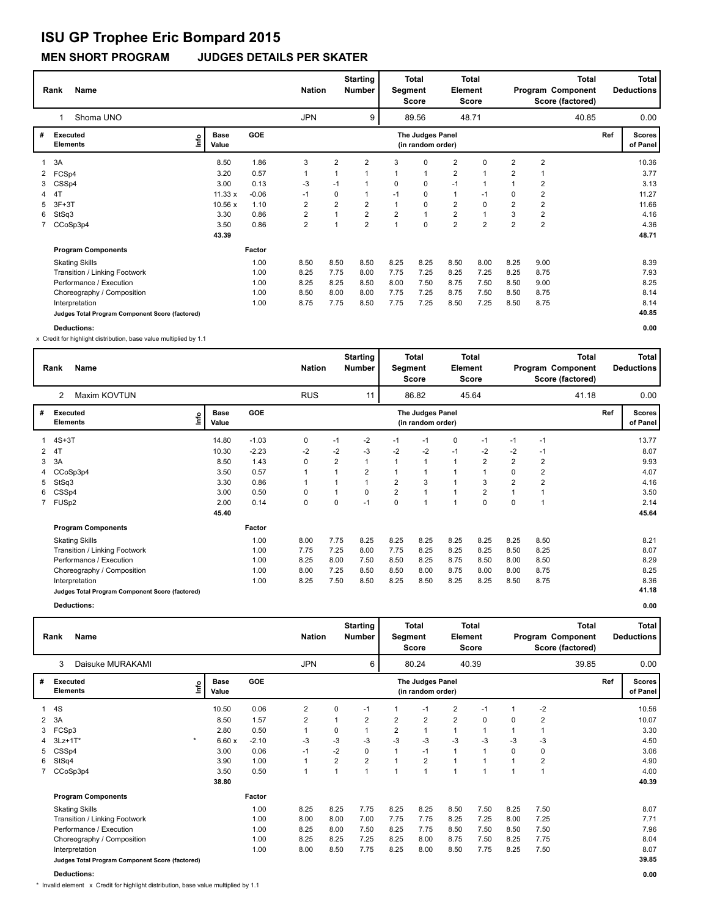# ISU GP Trophee Eric Bompard 2015

## MEN SHORT PROGRAM JUDGES DETAILS PER SKATER

| Rank | Name | Nation | Starting Number | Total Segment Score | Total Element Score | Total Program Component Score (factored) | Total Deductions |
|---|---|---|---|---|---|---|---|
| 1 | Shoma UNO | JPN | 9 | 89.56 | 48.71 | 40.85 | 0.00 |

| # | Executed Elements | Info | Base Value | GOE | J1 | J2 | J3 | J4 | J5 | J6 | J7 | J8 | J9 | Ref | Scores of Panel |
|---|---|---|---|---|---|---|---|---|---|---|---|---|---|---|---|
| 1 | 3A | | 8.50 | 1.86 | 3 | 2 | 2 | 3 | 0 | 2 | 0 | 2 | 2 | | 10.36 |
| 2 | FCSp4 | | 3.20 | 0.57 | 1 | 1 | 1 | 1 | 1 | 2 | 1 | 2 | 1 | | 3.77 |
| 3 | CSSp4 | | 3.00 | 0.13 | -3 | -1 | 1 | 0 | 0 | -1 | 1 | 1 | 2 | | 3.13 |
| 4 | 4T | | 11.33 x | -0.06 | -1 | 0 | 1 | -1 | 0 | 1 | -1 | 0 | 2 | | 11.27 |
| 5 | 3F+3T | | 10.56 x | 1.10 | 2 | 2 | 2 | 1 | 0 | 2 | 0 | 2 | 2 | | 11.66 |
| 6 | StSq3 | | 3.30 | 0.86 | 2 | 1 | 2 | 2 | 1 | 2 | 1 | 3 | 2 | | 4.16 |
| 7 | CCoSp3p4 | | 3.50 | 0.86 | 2 | 1 | 2 | 1 | 0 | 2 | 2 | 2 | 2 | | 4.36 |
| | | | 43.39 | | | | | | | | | | | | 48.71 |

| Program Components | Factor | J1 | J2 | J3 | J4 | J5 | J6 | J7 | J8 | J9 | Scores of Panel |
|---|---|---|---|---|---|---|---|---|---|---|---|
| Skating Skills | 1.00 | 8.50 | 8.50 | 8.50 | 8.25 | 8.25 | 8.50 | 8.00 | 8.25 | 9.00 | 8.39 |
| Transition / Linking Footwork | 1.00 | 8.25 | 7.75 | 8.00 | 7.75 | 7.25 | 8.25 | 7.25 | 8.25 | 8.75 | 7.93 |
| Performance / Execution | 1.00 | 8.25 | 8.25 | 8.50 | 8.00 | 7.50 | 8.75 | 7.50 | 8.50 | 9.00 | 8.25 |
| Choreography / Composition | 1.00 | 8.50 | 8.00 | 8.00 | 7.75 | 7.25 | 8.75 | 7.50 | 8.50 | 8.75 | 8.14 |
| Interpretation | 1.00 | 8.75 | 7.75 | 8.50 | 7.75 | 7.25 | 8.50 | 7.25 | 8.50 | 8.75 | 8.14 |
| Judges Total Program Component Score (factored) | | | | | | | | | | | 40.85 |

**Deductions:** 0.00

x Credit for highlight distribution, base value multiplied by 1.1

| Rank | Name | Nation | Starting Number | Total Segment Score | Total Element Score | Total Program Component Score (factored) | Total Deductions |
|---|---|---|---|---|---|---|---|
| 2 | Maxim KOVTUN | RUS | 11 | 86.82 | 45.64 | 41.18 | 0.00 |

| # | Executed Elements | Info | Base Value | GOE | J1 | J2 | J3 | J4 | J5 | J6 | J7 | J8 | J9 | Ref | Scores of Panel |
|---|---|---|---|---|---|---|---|---|---|---|---|---|---|---|---|
| 1 | 4S+3T | | 14.80 | -1.03 | 0 | -1 | -2 | -1 | -1 | 0 | -1 | -1 | -1 | | 13.77 |
| 2 | 4T | | 10.30 | -2.23 | -2 | -2 | -3 | -2 | -2 | -1 | -2 | -2 | -1 | | 8.07 |
| 3 | 3A | | 8.50 | 1.43 | 0 | 2 | 1 | 1 | 1 | 1 | 2 | 2 | 2 | | 9.93 |
| 4 | CCoSp3p4 | | 3.50 | 0.57 | 1 | 1 | 2 | 1 | 1 | 1 | 1 | 0 | 2 | | 4.07 |
| 5 | StSq3 | | 3.30 | 0.86 | 1 | 1 | 1 | 2 | 3 | 1 | 3 | 2 | 2 | | 4.16 |
| 6 | CSSp4 | | 3.00 | 0.50 | 0 | 1 | 0 | 2 | 1 | 1 | 2 | 1 | 1 | | 3.50 |
| 7 | FUSp2 | | 2.00 | 0.14 | 0 | 0 | -1 | 0 | 1 | 1 | 0 | 0 | 1 | | 2.14 |
| | | | 45.40 | | | | | | | | | | | | 45.64 |

| Program Components | Factor | J1 | J2 | J3 | J4 | J5 | J6 | J7 | J8 | J9 | Scores of Panel |
|---|---|---|---|---|---|---|---|---|---|---|---|
| Skating Skills | 1.00 | 8.00 | 7.75 | 8.25 | 8.25 | 8.25 | 8.25 | 8.25 | 8.25 | 8.50 | 8.21 |
| Transition / Linking Footwork | 1.00 | 7.75 | 7.25 | 8.00 | 7.75 | 8.25 | 8.25 | 8.25 | 8.50 | 8.25 | 8.07 |
| Performance / Execution | 1.00 | 8.25 | 8.00 | 7.50 | 8.50 | 8.25 | 8.75 | 8.50 | 8.00 | 8.50 | 8.29 |
| Choreography / Composition | 1.00 | 8.00 | 7.25 | 8.50 | 8.50 | 8.00 | 8.75 | 8.00 | 8.00 | 8.75 | 8.25 |
| Interpretation | 1.00 | 8.25 | 7.50 | 8.50 | 8.25 | 8.50 | 8.25 | 8.25 | 8.50 | 8.75 | 8.36 |
| Judges Total Program Component Score (factored) | | | | | | | | | | | 41.18 |

**Deductions:** 0.00

| Rank | Name | Nation | Starting Number | Total Segment Score | Total Element Score | Total Program Component Score (factored) | Total Deductions |
|---|---|---|---|---|---|---|---|
| 3 | Daisuke MURAKAMI | JPN | 6 | 80.24 | 40.39 | 39.85 | 0.00 |

| # | Executed Elements | Info | Base Value | GOE | J1 | J2 | J3 | J4 | J5 | J6 | J7 | J8 | J9 | Ref | Scores of Panel |
|---|---|---|---|---|---|---|---|---|---|---|---|---|---|---|---|
| 1 | 4S | | 10.50 | 0.06 | 2 | 0 | -1 | 1 | -1 | 2 | -1 | 1 | -2 | | 10.56 |
| 2 | 3A | | 8.50 | 1.57 | 2 | 1 | 2 | 2 | 2 | 2 | 0 | 0 | 2 | | 10.07 |
| 3 | FCSp3 | | 2.80 | 0.50 | 1 | 0 | 1 | 2 | 1 | 1 | 1 | 1 | 1 | | 3.30 |
| 4 | 3Lz+1T* | * | 6.60 x | -2.10 | -3 | -3 | -3 | -3 | -3 | -3 | -3 | -3 | -3 | | 4.50 |
| 5 | CSSp4 | | 3.00 | 0.06 | -1 | -2 | 0 | 1 | -1 | 1 | 1 | 0 | 0 | | 3.06 |
| 6 | StSq4 | | 3.90 | 1.00 | 1 | 2 | 2 | 1 | 2 | 1 | 1 | 1 | 2 | | 4.90 |
| 7 | CCoSp3p4 | | 3.50 | 0.50 | 1 | 1 | 1 | 1 | 1 | 1 | 1 | 1 | 1 | | 4.00 |
| | | | 38.80 | | | | | | | | | | | | 40.39 |

| Program Components | Factor | J1 | J2 | J3 | J4 | J5 | J6 | J7 | J8 | J9 | Scores of Panel |
|---|---|---|---|---|---|---|---|---|---|---|---|
| Skating Skills | 1.00 | 8.25 | 8.25 | 7.75 | 8.25 | 8.25 | 8.50 | 7.50 | 8.25 | 7.50 | 8.07 |
| Transition / Linking Footwork | 1.00 | 8.00 | 8.00 | 7.00 | 7.75 | 7.75 | 8.25 | 7.25 | 8.00 | 7.25 | 7.71 |
| Performance / Execution | 1.00 | 8.25 | 8.00 | 7.50 | 8.25 | 7.75 | 8.50 | 7.50 | 8.50 | 7.50 | 7.96 |
| Choreography / Composition | 1.00 | 8.25 | 8.25 | 7.25 | 8.25 | 8.00 | 8.75 | 7.50 | 8.25 | 7.75 | 8.04 |
| Interpretation | 1.00 | 8.00 | 8.50 | 7.75 | 8.25 | 8.00 | 8.50 | 7.75 | 8.25 | 7.50 | 8.07 |
| Judges Total Program Component Score (factored) | | | | | | | | | | | 39.85 |

**Deductions:** 0.00

\* Invalid element x Credit for highlight distribution, base value multiplied by 1.1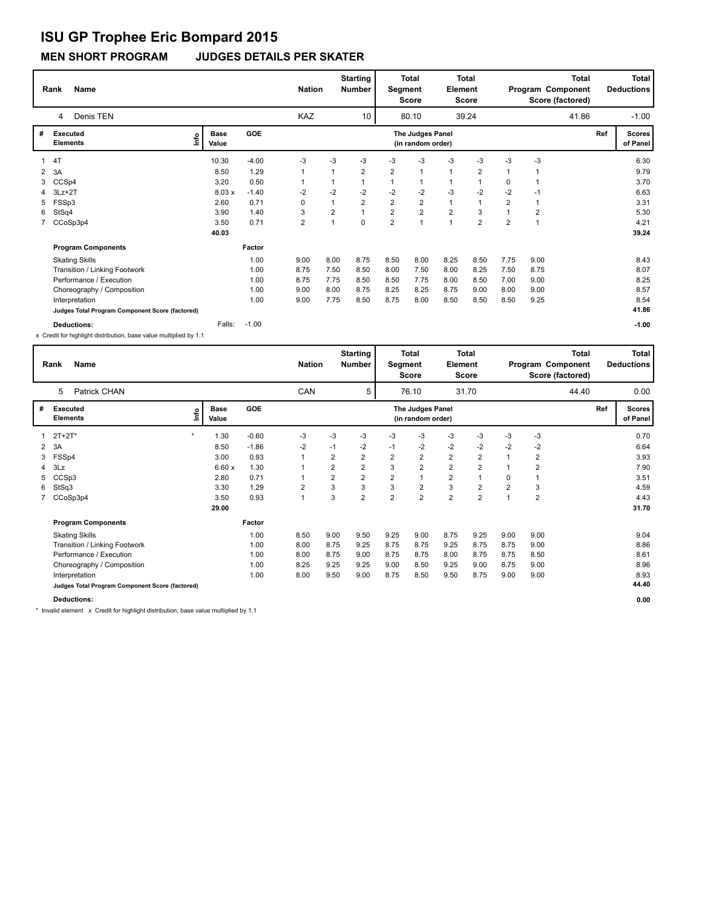# ISU GP Trophee Eric Bompard 2015

## MEN SHORT PROGRAM JUDGES DETAILS PER SKATER

| Rank | Name | Nation | Starting Number | Total Segment Score | Total Element Score | Total Program Component Score (factored) | Total Deductions |
|---|---|---|---|---|---|---|---|
| 4 | Denis TEN | KAZ | 10 | 80.10 | 39.24 | 41.86 | -1.00 |

| # | Executed Elements | Info | Base Value | GOE | J1 | J2 | J3 | J4 | J5 | J6 | J7 | J8 | J9 | Ref | Scores of Panel |
|---|---|---|---|---|---|---|---|---|---|---|---|---|---|---|---|
| 1 | 4T | | 10.30 | -4.00 | -3 | -3 | -3 | -3 | -3 | -3 | -3 | -3 | -3 | | 6.30 |
| 2 | 3A | | 8.50 | 1.29 | 1 | 1 | 2 | 2 | 1 | 1 | 2 | 1 | 1 | | 9.79 |
| 3 | CCSp4 | | 3.20 | 0.50 | 1 | 1 | 1 | 1 | 1 | 1 | 1 | 0 | 1 | | 3.70 |
| 4 | 3Lz+2T | | 8.03 x | -1.40 | -2 | -2 | -2 | -2 | -2 | -3 | -2 | -2 | -1 | | 6.63 |
| 5 | FSSp3 | | 2.60 | 0.71 | 0 | 1 | 2 | 2 | 2 | 1 | 1 | 2 | 1 | | 3.31 |
| 6 | StSq4 | | 3.90 | 1.40 | 3 | 2 | 1 | 2 | 2 | 2 | 3 | 1 | 2 | | 5.30 |
| 7 | CCoSp3p4 | | 3.50 | 0.71 | 2 | 1 | 0 | 2 | 1 | 1 | 2 | 2 | 1 | | 4.21 |
| | | | 40.03 | | | | | | | | | | | | 39.24 |

| Program Components | Factor | J1 | J2 | J3 | J4 | J5 | J6 | J7 | J8 | J9 | Scores of Panel |
|---|---|---|---|---|---|---|---|---|---|---|---|
| Skating Skills | 1.00 | 9.00 | 8.00 | 8.75 | 8.50 | 8.00 | 8.25 | 8.50 | 7.75 | 9.00 | 8.43 |
| Transition / Linking Footwork | 1.00 | 8.75 | 7.50 | 8.50 | 8.00 | 7.50 | 8.00 | 8.25 | 7.50 | 8.75 | 8.07 |
| Performance / Execution | 1.00 | 8.75 | 7.75 | 8.50 | 8.50 | 7.75 | 8.00 | 8.50 | 7.00 | 9.00 | 8.25 |
| Choreography / Composition | 1.00 | 9.00 | 8.00 | 8.75 | 8.25 | 8.25 | 8.75 | 9.00 | 8.00 | 9.00 | 8.57 |
| Interpretation | 1.00 | 9.00 | 7.75 | 8.50 | 8.75 | 8.00 | 8.50 | 8.50 | 8.50 | 9.25 | 8.54 |
| Judges Total Program Component Score (factored) | | | | | | | | | | | 41.86 |

**Deductions:** Falls: -1.00 **-1.00**

x Credit for highlight distribution, base value multiplied by 1.1

| Rank | Name | Nation | Starting Number | Total Segment Score | Total Element Score | Total Program Component Score (factored) | Total Deductions |
|---|---|---|---|---|---|---|---|
| 5 | Patrick CHAN | CAN | 5 | 76.10 | 31.70 | 44.40 | 0.00 |

| # | Executed Elements | Info | Base Value | GOE | J1 | J2 | J3 | J4 | J5 | J6 | J7 | J8 | J9 | Ref | Scores of Panel |
|---|---|---|---|---|---|---|---|---|---|---|---|---|---|---|---|
| 1 | 2T+2T* | * | 1.30 | -0.60 | -3 | -3 | -3 | -3 | -3 | -3 | -3 | -3 | -3 | | 0.70 |
| 2 | 3A | | 8.50 | -1.86 | -2 | -1 | -2 | -1 | -2 | -2 | -2 | -2 | -2 | | 6.64 |
| 3 | FSSp4 | | 3.00 | 0.93 | 1 | 2 | 2 | 2 | 2 | 2 | 2 | 1 | 2 | | 3.93 |
| 4 | 3Lz | | 6.60 x | 1.30 | 1 | 2 | 2 | 3 | 2 | 2 | 2 | 1 | 2 | | 7.90 |
| 5 | CCSp3 | | 2.80 | 0.71 | 1 | 2 | 2 | 2 | 1 | 2 | 1 | 0 | 1 | | 3.51 |
| 6 | StSq3 | | 3.30 | 1.29 | 2 | 3 | 3 | 3 | 2 | 3 | 2 | 2 | 3 | | 4.59 |
| 7 | CCoSp3p4 | | 3.50 | 0.93 | 1 | 3 | 2 | 2 | 2 | 2 | 2 | 1 | 2 | | 4.43 |
| | | | 29.00 | | | | | | | | | | | | 31.70 |

| Program Components | Factor | J1 | J2 | J3 | J4 | J5 | J6 | J7 | J8 | J9 | Scores of Panel |
|---|---|---|---|---|---|---|---|---|---|---|---|
| Skating Skills | 1.00 | 8.50 | 9.00 | 9.50 | 9.25 | 9.00 | 8.75 | 9.25 | 9.00 | 9.00 | 9.04 |
| Transition / Linking Footwork | 1.00 | 8.00 | 8.75 | 9.25 | 8.75 | 8.75 | 9.25 | 8.75 | 8.75 | 9.00 | 8.86 |
| Performance / Execution | 1.00 | 8.00 | 8.75 | 9.00 | 8.75 | 8.75 | 8.00 | 8.75 | 8.75 | 8.50 | 8.61 |
| Choreography / Composition | 1.00 | 8.25 | 9.25 | 9.25 | 9.00 | 8.50 | 9.25 | 9.00 | 8.75 | 9.00 | 8.96 |
| Interpretation | 1.00 | 8.00 | 9.50 | 9.00 | 8.75 | 8.50 | 9.50 | 8.75 | 9.00 | 9.00 | 8.93 |
| Judges Total Program Component Score (factored) | | | | | | | | | | | 44.40 |

**Deductions:** **0.00**

* Invalid element x Credit for highlight distribution, base value multiplied by 1.1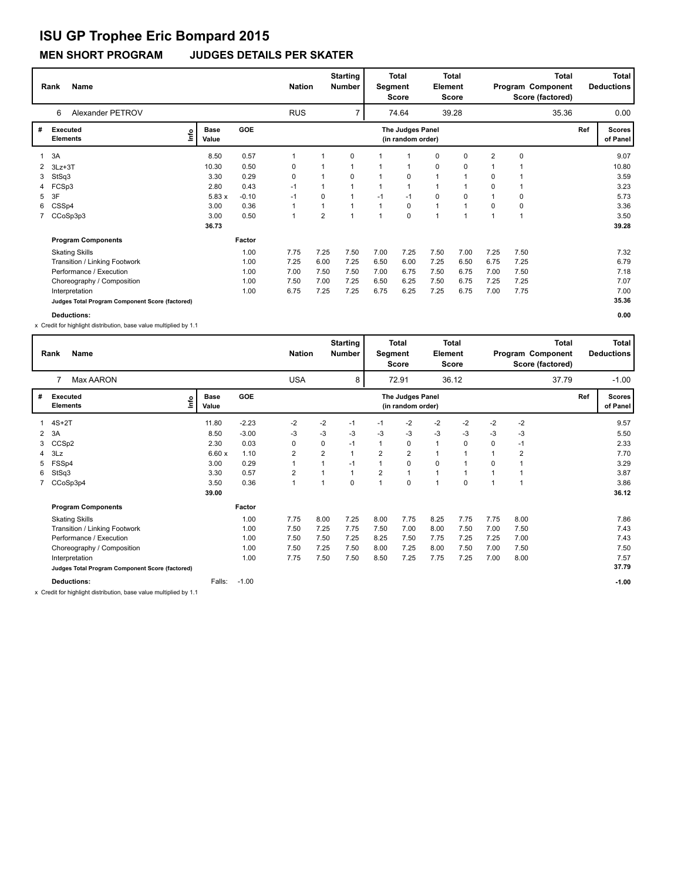# ISU GP Trophee Eric Bompard 2015

## MEN SHORT PROGRAM JUDGES DETAILS PER SKATER

| Rank | Name | Nation | Starting Number | Total Segment Score | Total Element Score | Total Program Component Score (factored) | Total Deductions |
|---|---|---|---|---|---|---|---|
| 6 | Alexander PETROV | RUS | 7 | 74.64 | 39.28 | 35.36 | 0.00 |

| # | Executed Elements | Info | Base Value | GOE | J1 | J2 | J3 | J4 | J5 | J6 | J7 | J8 | J9 | Ref | Scores of Panel |
|---|---|---|---|---|---|---|---|---|---|---|---|---|---|---|---|
| 1 | 3A | | 8.50 | 0.57 | 1 | 1 | 0 | 1 | 1 | 0 | 0 | 2 | 0 | | 9.07 |
| 2 | 3Lz+3T | | 10.30 | 0.50 | 0 | 1 | 1 | 1 | 1 | 0 | 0 | 1 | 1 | | 10.80 |
| 3 | StSq3 | | 3.30 | 0.29 | 0 | 1 | 0 | 1 | 0 | 1 | 1 | 0 | 1 | | 3.59 |
| 4 | FCSp3 | | 2.80 | 0.43 | -1 | 1 | 1 | 1 | 1 | 1 | 1 | 0 | 1 | | 3.23 |
| 5 | 3F | | 5.83 x | -0.10 | -1 | 0 | 1 | -1 | -1 | 0 | 0 | 1 | 0 | | 5.73 |
| 6 | CSSp4 | | 3.00 | 0.36 | 1 | 1 | 1 | 1 | 0 | 1 | 1 | 0 | 0 | | 3.36 |
| 7 | CCoSp3p3 | | 3.00 | 0.50 | 1 | 2 | 1 | 1 | 0 | 1 | 1 | 1 | 1 | | 3.50 |
| | | | 36.73 | | | | | | | | | | | | 39.28 |

| Program Components | Factor | J1 | J2 | J3 | J4 | J5 | J6 | J7 | J8 | J9 | Scores of Panel |
|---|---|---|---|---|---|---|---|---|---|---|---|
| Skating Skills | 1.00 | 7.75 | 7.25 | 7.50 | 7.00 | 7.25 | 7.50 | 7.00 | 7.25 | 7.50 | 7.32 |
| Transition / Linking Footwork | 1.00 | 7.25 | 6.00 | 7.25 | 6.50 | 6.00 | 7.25 | 6.50 | 6.75 | 7.25 | 6.79 |
| Performance / Execution | 1.00 | 7.00 | 7.50 | 7.50 | 7.00 | 6.75 | 7.50 | 6.75 | 7.00 | 7.50 | 7.18 |
| Choreography / Composition | 1.00 | 7.50 | 7.00 | 7.25 | 6.50 | 6.25 | 7.50 | 6.75 | 7.25 | 7.25 | 7.07 |
| Interpretation | 1.00 | 6.75 | 7.25 | 7.25 | 6.75 | 6.25 | 7.25 | 6.75 | 7.00 | 7.75 | 7.00 |
| Judges Total Program Component Score (factored) | | | | | | | | | | | 35.36 |

**Deductions:** 0.00

x Credit for highlight distribution, base value multiplied by 1.1

| Rank | Name | Nation | Starting Number | Total Segment Score | Total Element Score | Total Program Component Score (factored) | Total Deductions |
|---|---|---|---|---|---|---|---|
| 7 | Max AARON | USA | 8 | 72.91 | 36.12 | 37.79 | -1.00 |

| # | Executed Elements | Info | Base Value | GOE | J1 | J2 | J3 | J4 | J5 | J6 | J7 | J8 | J9 | Ref | Scores of Panel |
|---|---|---|---|---|---|---|---|---|---|---|---|---|---|---|---|
| 1 | 4S+2T | | 11.80 | -2.23 | -2 | -2 | -1 | -1 | -2 | -2 | -2 | -2 | -2 | | 9.57 |
| 2 | 3A | | 8.50 | -3.00 | -3 | -3 | -3 | -3 | -3 | -3 | -3 | -3 | -3 | | 5.50 |
| 3 | CCSp2 | | 2.30 | 0.03 | 0 | 0 | -1 | 1 | 0 | 1 | 0 | 0 | -1 | | 2.33 |
| 4 | 3Lz | | 6.60 x | 1.10 | 2 | 2 | 1 | 2 | 2 | 1 | 1 | 1 | 2 | | 7.70 |
| 5 | FSSp4 | | 3.00 | 0.29 | 1 | 1 | -1 | 1 | 0 | 0 | 1 | 0 | 1 | | 3.29 |
| 6 | StSq3 | | 3.30 | 0.57 | 2 | 1 | 1 | 2 | 1 | 1 | 1 | 1 | 1 | | 3.87 |
| 7 | CCoSp3p4 | | 3.50 | 0.36 | 1 | 1 | 0 | 1 | 0 | 1 | 0 | 1 | 1 | | 3.86 |
| | | | 39.00 | | | | | | | | | | | | 36.12 |

| Program Components | Factor | J1 | J2 | J3 | J4 | J5 | J6 | J7 | J8 | J9 | Scores of Panel |
|---|---|---|---|---|---|---|---|---|---|---|---|
| Skating Skills | 1.00 | 7.75 | 8.00 | 7.25 | 8.00 | 7.75 | 8.25 | 7.75 | 7.75 | 8.00 | 7.86 |
| Transition / Linking Footwork | 1.00 | 7.50 | 7.25 | 7.75 | 7.50 | 7.00 | 8.00 | 7.50 | 7.00 | 7.50 | 7.43 |
| Performance / Execution | 1.00 | 7.50 | 7.50 | 7.25 | 8.25 | 7.50 | 7.75 | 7.25 | 7.25 | 7.00 | 7.43 |
| Choreography / Composition | 1.00 | 7.50 | 7.25 | 7.50 | 8.00 | 7.25 | 8.00 | 7.50 | 7.00 | 7.50 | 7.50 |
| Interpretation | 1.00 | 7.75 | 7.50 | 7.50 | 8.50 | 7.25 | 7.75 | 7.25 | 7.00 | 8.00 | 7.57 |
| Judges Total Program Component Score (factored) | | | | | | | | | | | 37.79 |

**Deductions:** Falls: -1.00 -1.00

x Credit for highlight distribution, base value multiplied by 1.1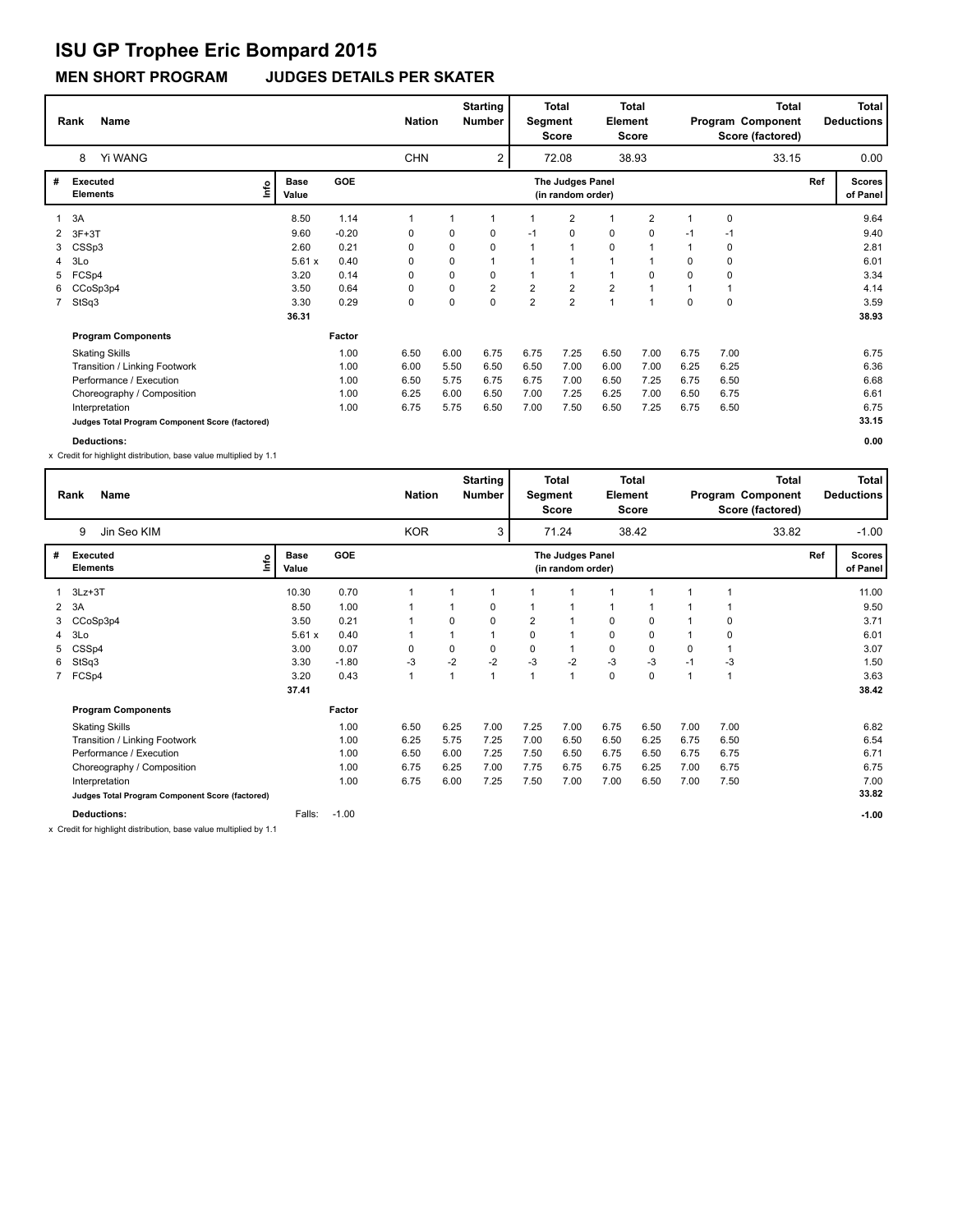# ISU GP Trophee Eric Bompard 2015

## MEN SHORT PROGRAM JUDGES DETAILS PER SKATER

| Rank | Name | Nation | Starting Number | Total Segment Score | Total Element Score | Total Program Component Score (factored) | Total Deductions |
|---|---|---|---|---|---|---|---|
| 8 | Yi WANG | CHN | 2 | 72.08 | 38.93 | 33.15 | 0.00 |

| # | Executed Elements | Info | Base Value | GOE | J1 | J2 | J3 | J4 | J5 | J6 | J7 | J8 | J9 | Ref | Scores of Panel |
|---|---|---|---|---|---|---|---|---|---|---|---|---|---|---|---|
| 1 | 3A | | 8.50 | 1.14 | 1 | 1 | 1 | 1 | 2 | 1 | 2 | 1 | 0 | | 9.64 |
| 2 | 3F+3T | | 9.60 | -0.20 | 0 | 0 | 0 | -1 | 0 | 0 | 0 | -1 | -1 | | 9.40 |
| 3 | CSSp3 | | 2.60 | 0.21 | 0 | 0 | 0 | 1 | 1 | 0 | 1 | 1 | 0 | | 2.81 |
| 4 | 3Lo | | 5.61 x | 0.40 | 0 | 0 | 1 | 1 | 1 | 1 | 1 | 0 | 0 | | 6.01 |
| 5 | FCSp4 | | 3.20 | 0.14 | 0 | 0 | 0 | 1 | 1 | 1 | 0 | 0 | 0 | | 3.34 |
| 6 | CCoSp3p4 | | 3.50 | 0.64 | 0 | 0 | 2 | 2 | 2 | 2 | 1 | 1 | 1 | | 4.14 |
| 7 | StSq3 | | 3.30 | 0.29 | 0 | 0 | 0 | 2 | 2 | 1 | 1 | 0 | 0 | | 3.59 |
| | | | 36.31 | | | | | | | | | | | | 38.93 |

| Program Components | Factor | J1 | J2 | J3 | J4 | J5 | J6 | J7 | J8 | J9 | Scores of Panel |
|---|---|---|---|---|---|---|---|---|---|---|---|
| Skating Skills | 1.00 | 6.50 | 6.00 | 6.75 | 6.75 | 7.25 | 6.50 | 7.00 | 6.75 | 7.00 | 6.75 |
| Transition / Linking Footwork | 1.00 | 6.00 | 5.50 | 6.50 | 6.50 | 7.00 | 6.00 | 7.00 | 6.25 | 6.25 | 6.36 |
| Performance / Execution | 1.00 | 6.50 | 5.75 | 6.75 | 6.75 | 7.00 | 6.50 | 7.25 | 6.75 | 6.50 | 6.68 |
| Choreography / Composition | 1.00 | 6.25 | 6.00 | 6.50 | 7.00 | 7.25 | 6.25 | 7.00 | 6.50 | 6.75 | 6.61 |
| Interpretation | 1.00 | 6.75 | 5.75 | 6.50 | 7.00 | 7.50 | 6.50 | 7.25 | 6.75 | 6.50 | 6.75 |
| Judges Total Program Component Score (factored) | | | | | | | | | | | 33.15 |

**Deductions:** 0.00

x Credit for highlight distribution, base value multiplied by 1.1

| Rank | Name | Nation | Starting Number | Total Segment Score | Total Element Score | Total Program Component Score (factored) | Total Deductions |
|---|---|---|---|---|---|---|---|
| 9 | Jin Seo KIM | KOR | 3 | 71.24 | 38.42 | 33.82 | -1.00 |

| # | Executed Elements | Info | Base Value | GOE | J1 | J2 | J3 | J4 | J5 | J6 | J7 | J8 | J9 | Ref | Scores of Panel |
|---|---|---|---|---|---|---|---|---|---|---|---|---|---|---|---|
| 1 | 3Lz+3T | | 10.30 | 0.70 | 1 | 1 | 1 | 1 | 1 | 1 | 1 | 1 | 1 | | 11.00 |
| 2 | 3A | | 8.50 | 1.00 | 1 | 1 | 0 | 1 | 1 | 1 | 1 | 1 | 1 | | 9.50 |
| 3 | CCoSp3p4 | | 3.50 | 0.21 | 1 | 0 | 0 | 2 | 1 | 0 | 0 | 1 | 0 | | 3.71 |
| 4 | 3Lo | | 5.61 x | 0.40 | 1 | 1 | 1 | 0 | 1 | 0 | 0 | 1 | 0 | | 6.01 |
| 5 | CSSp4 | | 3.00 | 0.07 | 0 | 0 | 0 | 0 | 1 | 0 | 0 | 0 | 1 | | 3.07 |
| 6 | StSq3 | | 3.30 | -1.80 | -3 | -2 | -2 | -3 | -2 | -3 | -3 | -1 | -3 | | 1.50 |
| 7 | FCSp4 | | 3.20 | 0.43 | 1 | 1 | 1 | 1 | 1 | 0 | 0 | 1 | 1 | | 3.63 |
| | | | 37.41 | | | | | | | | | | | | 38.42 |

| Program Components | Factor | J1 | J2 | J3 | J4 | J5 | J6 | J7 | J8 | J9 | Scores of Panel |
|---|---|---|---|---|---|---|---|---|---|---|---|
| Skating Skills | 1.00 | 6.50 | 6.25 | 7.00 | 7.25 | 7.00 | 6.75 | 6.50 | 7.00 | 7.00 | 6.82 |
| Transition / Linking Footwork | 1.00 | 6.25 | 5.75 | 7.25 | 7.00 | 6.50 | 6.50 | 6.25 | 6.75 | 6.50 | 6.54 |
| Performance / Execution | 1.00 | 6.50 | 6.00 | 7.25 | 7.50 | 6.50 | 6.75 | 6.50 | 6.75 | 6.75 | 6.71 |
| Choreography / Composition | 1.00 | 6.75 | 6.25 | 7.00 | 7.75 | 6.75 | 6.75 | 6.25 | 7.00 | 6.75 | 6.75 |
| Interpretation | 1.00 | 6.75 | 6.00 | 7.25 | 7.50 | 7.00 | 7.00 | 6.50 | 7.00 | 7.50 | 7.00 |
| Judges Total Program Component Score (factored) | | | | | | | | | | | 33.82 |

**Deductions:** Falls: -1.00 — **-1.00**

x Credit for highlight distribution, base value multiplied by 1.1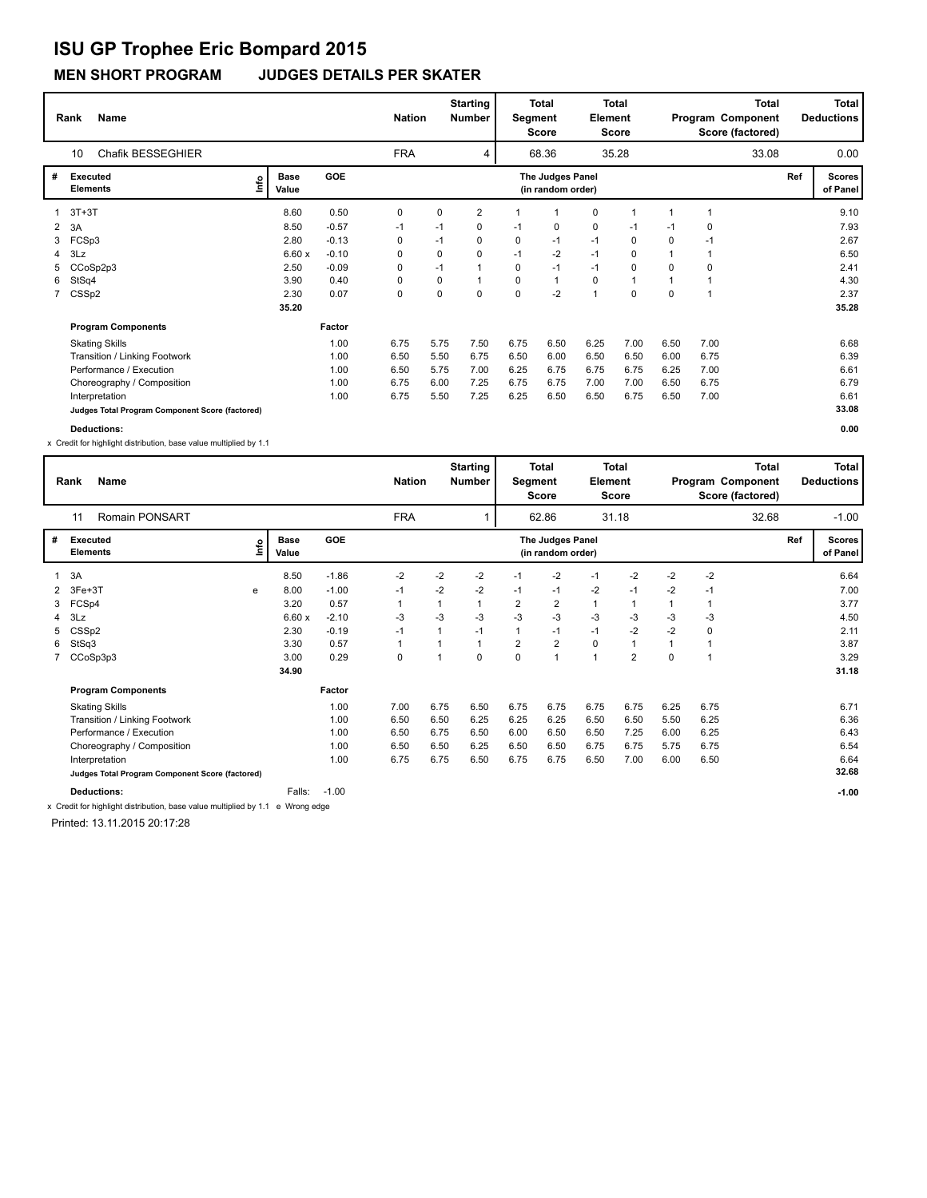# ISU GP Trophee Eric Bompard 2015

## MEN SHORT PROGRAM JUDGES DETAILS PER SKATER

| Rank | Name | Nation | Starting Number | Total Segment Score | Total Element Score | Total Program Component Score (factored) | Total Deductions |
|---|---|---|---|---|---|---|---|
| 10 | Chafik BESSEGHIER | FRA | 4 | 68.36 | 35.28 | 33.08 | 0.00 |

| # | Executed Elements | Info | Base Value | GOE | J1 | J2 | J3 | J4 | J5 | J6 | J7 | J8 | J9 | Ref | Scores of Panel |
|---|---|---|---|---|---|---|---|---|---|---|---|---|---|---|---|
| 1 | 3T+3T | | 8.60 | 0.50 | 0 | 0 | 2 | 1 | 1 | 0 | 1 | 1 | 1 | | 9.10 |
| 2 | 3A | | 8.50 | -0.57 | -1 | -1 | 0 | -1 | 0 | 0 | -1 | -1 | 0 | | 7.93 |
| 3 | FCSp3 | | 2.80 | -0.13 | 0 | -1 | 0 | 0 | -1 | -1 | 0 | 0 | -1 | | 2.67 |
| 4 | 3Lz | | 6.60 x | -0.10 | 0 | 0 | 0 | -1 | -2 | -1 | 0 | 1 | 1 | | 6.50 |
| 5 | CCoSp2p3 | | 2.50 | -0.09 | 0 | -1 | 1 | 0 | -1 | -1 | 0 | 0 | 0 | | 2.41 |
| 6 | StSq4 | | 3.90 | 0.40 | 0 | 0 | 1 | 0 | 1 | 0 | 1 | 1 | 1 | | 4.30 |
| 7 | CSSp2 | | 2.30 | 0.07 | 0 | 0 | 0 | 0 | -2 | 1 | 0 | 0 | 1 | | 2.37 |
| | | | 35.20 | | | | | | | | | | | | 35.28 |

| Program Components | Factor | J1 | J2 | J3 | J4 | J5 | J6 | J7 | J8 | J9 | Scores of Panel |
|---|---|---|---|---|---|---|---|---|---|---|---|
| Skating Skills | 1.00 | 6.75 | 5.75 | 7.50 | 6.75 | 6.50 | 6.25 | 7.00 | 6.50 | 7.00 | 6.68 |
| Transition / Linking Footwork | 1.00 | 6.50 | 5.50 | 6.75 | 6.50 | 6.00 | 6.50 | 6.50 | 6.00 | 6.75 | 6.39 |
| Performance / Execution | 1.00 | 6.50 | 5.75 | 7.00 | 6.25 | 6.75 | 6.75 | 6.75 | 6.25 | 7.00 | 6.61 |
| Choreography / Composition | 1.00 | 6.75 | 6.00 | 7.25 | 6.75 | 6.75 | 7.00 | 7.00 | 6.50 | 6.75 | 6.79 |
| Interpretation | 1.00 | 6.75 | 5.50 | 7.25 | 6.25 | 6.50 | 6.50 | 6.75 | 6.50 | 7.00 | 6.61 |
| Judges Total Program Component Score (factored) | | | | | | | | | | | 33.08 |

**Deductions:** 0.00

x Credit for highlight distribution, base value multiplied by 1.1

| Rank | Name | Nation | Starting Number | Total Segment Score | Total Element Score | Total Program Component Score (factored) | Total Deductions |
|---|---|---|---|---|---|---|---|
| 11 | Romain PONSART | FRA | 1 | 62.86 | 31.18 | 32.68 | -1.00 |

| # | Executed Elements | Info | Base Value | GOE | J1 | J2 | J3 | J4 | J5 | J6 | J7 | J8 | J9 | Ref | Scores of Panel |
|---|---|---|---|---|---|---|---|---|---|---|---|---|---|---|---|
| 1 | 3A | | 8.50 | -1.86 | -2 | -2 | -2 | -1 | -2 | -1 | -2 | -2 | -2 | | 6.64 |
| 2 | 3Fe+3T | e | 8.00 | -1.00 | -1 | -2 | -2 | -1 | -1 | -2 | -1 | -2 | -1 | | 7.00 |
| 3 | FCSp4 | | 3.20 | 0.57 | 1 | 1 | 1 | 2 | 2 | 1 | 1 | 1 | 1 | | 3.77 |
| 4 | 3Lz | | 6.60 x | -2.10 | -3 | -3 | -3 | -3 | -3 | -3 | -3 | -3 | -3 | | 4.50 |
| 5 | CSSp2 | | 2.30 | -0.19 | -1 | 1 | -1 | 1 | -1 | -1 | -2 | -2 | 0 | | 2.11 |
| 6 | StSq3 | | 3.30 | 0.57 | 1 | 1 | 1 | 2 | 2 | 0 | 1 | 1 | 1 | | 3.87 |
| 7 | CCoSp3p3 | | 3.00 | 0.29 | 0 | 1 | 0 | 0 | 1 | 1 | 2 | 0 | 1 | | 3.29 |
| | | | 34.90 | | | | | | | | | | | | 31.18 |

| Program Components | Factor | J1 | J2 | J3 | J4 | J5 | J6 | J7 | J8 | J9 | Scores of Panel |
|---|---|---|---|---|---|---|---|---|---|---|---|
| Skating Skills | 1.00 | 7.00 | 6.75 | 6.50 | 6.75 | 6.75 | 6.75 | 6.75 | 6.25 | 6.75 | 6.71 |
| Transition / Linking Footwork | 1.00 | 6.50 | 6.50 | 6.25 | 6.25 | 6.25 | 6.50 | 6.50 | 5.50 | 6.25 | 6.36 |
| Performance / Execution | 1.00 | 6.50 | 6.75 | 6.50 | 6.00 | 6.50 | 6.50 | 7.25 | 6.00 | 6.25 | 6.43 |
| Choreography / Composition | 1.00 | 6.50 | 6.50 | 6.25 | 6.50 | 6.50 | 6.75 | 6.75 | 5.75 | 6.75 | 6.54 |
| Interpretation | 1.00 | 6.75 | 6.75 | 6.50 | 6.75 | 6.75 | 6.50 | 7.00 | 6.00 | 6.50 | 6.64 |
| Judges Total Program Component Score (factored) | | | | | | | | | | | 32.68 |

**Deductions:** Falls: -1.00 &nbsp;&nbsp; -1.00

x Credit for highlight distribution, base value multiplied by 1.1 e Wrong edge

Printed: 13.11.2015 20:17:28